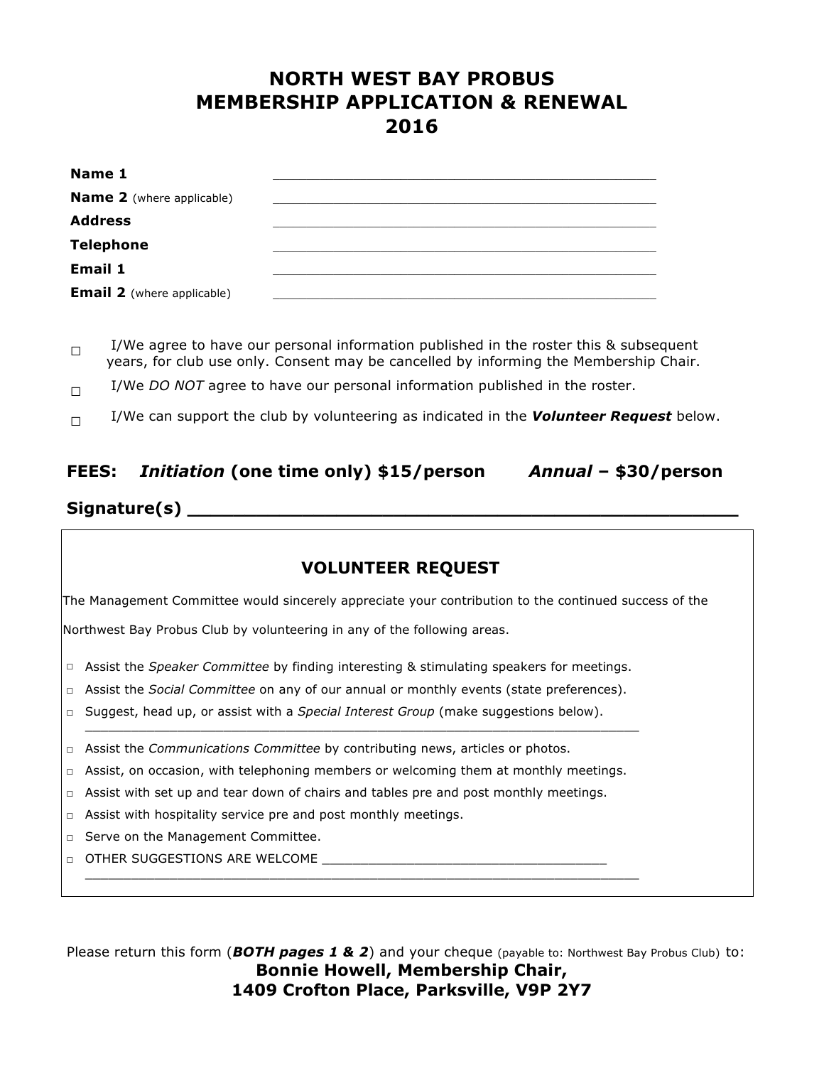# NORTH WEST BAY PROBUS
# MEMBERSHIP APPLICATION & RENEWAL
# 2016

**Name 1** ______________________________________________

**Name 2** (where applicable) ______________________________________________

**Address** ______________________________________________

**Telephone** ______________________________________________

**Email 1** ______________________________________________

**Email 2** (where applicable) ______________________________________________

☐ I/We agree to have our personal information published in the roster this & subsequent years, for club use only. Consent may be cancelled by informing the Membership Chair.

☐ I/We *DO NOT* agree to have our personal information published in the roster.

☐ I/We can support the club by volunteering as indicated in the ***Volunteer Request*** below.

**FEES:** ***Initiation*** **(one time only) $15/person** ***Annual*** **– $30/person**

**Signature(s)** ______________________________________________

## VOLUNTEER REQUEST

The Management Committee would sincerely appreciate your contribution to the continued success of the Northwest Bay Probus Club by volunteering in any of the following areas.

- ☐ Assist the *Speaker Committee* by finding interesting & stimulating speakers for meetings.
- ☐ Assist the *Social Committee* on any of our annual or monthly events (state preferences).
- ☐ Suggest, head up, or assist with a *Special Interest Group* (make suggestions below).
  ______________________________________________________________________
- ☐ Assist the *Communications Committee* by contributing news, articles or photos.
- ☐ Assist, on occasion, with telephoning members or welcoming them at monthly meetings.
- ☐ Assist with set up and tear down of chairs and tables pre and post monthly meetings.
- ☐ Assist with hospitality service pre and post monthly meetings.
- ☐ Serve on the Management Committee.
- ☐ OTHER SUGGESTIONS ARE WELCOME ____________________________________
  ______________________________________________________________________

Please return this form (***BOTH pages 1 & 2***) and your cheque (payable to: Northwest Bay Probus Club) to:

**Bonnie Howell, Membership Chair,**
**1409 Crofton Place, Parksville, V9P 2Y7**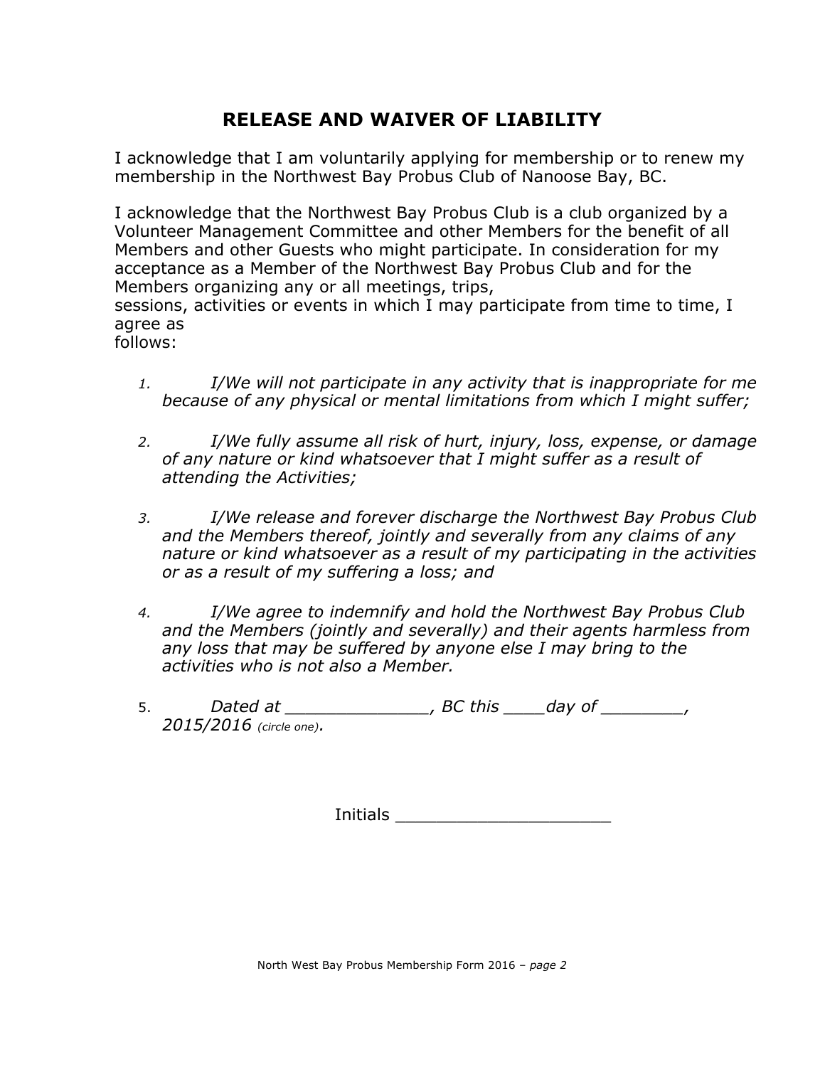# RELEASE AND WAIVER OF LIABILITY

I acknowledge that I am voluntarily applying for membership or to renew my membership in the Northwest Bay Probus Club of Nanoose Bay, BC.

I acknowledge that the Northwest Bay Probus Club is a club organized by a Volunteer Management Committee and other Members for the benefit of all Members and other Guests who might participate. In consideration for my acceptance as a Member of the Northwest Bay Probus Club and for the Members organizing any or all meetings, trips, sessions, activities or events in which I may participate from time to time, I agree as follows:

1. *I/We will not participate in any activity that is inappropriate for me because of any physical or mental limitations from which I might suffer;*

2. *I/We fully assume all risk of hurt, injury, loss, expense, or damage of any nature or kind whatsoever that I might suffer as a result of attending the Activities;*

3. *I/We release and forever discharge the Northwest Bay Probus Club and the Members thereof, jointly and severally from any claims of any nature or kind whatsoever as a result of my participating in the activities or as a result of my suffering a loss; and*

4. *I/We agree to indemnify and hold the Northwest Bay Probus Club and the Members (jointly and severally) and their agents harmless from any loss that may be suffered by anyone else I may bring to the activities who is not also a Member.*

5. *Dated at ______________, BC this ____day of ________, 2015/2016 (circle one).*

Initials _____________________